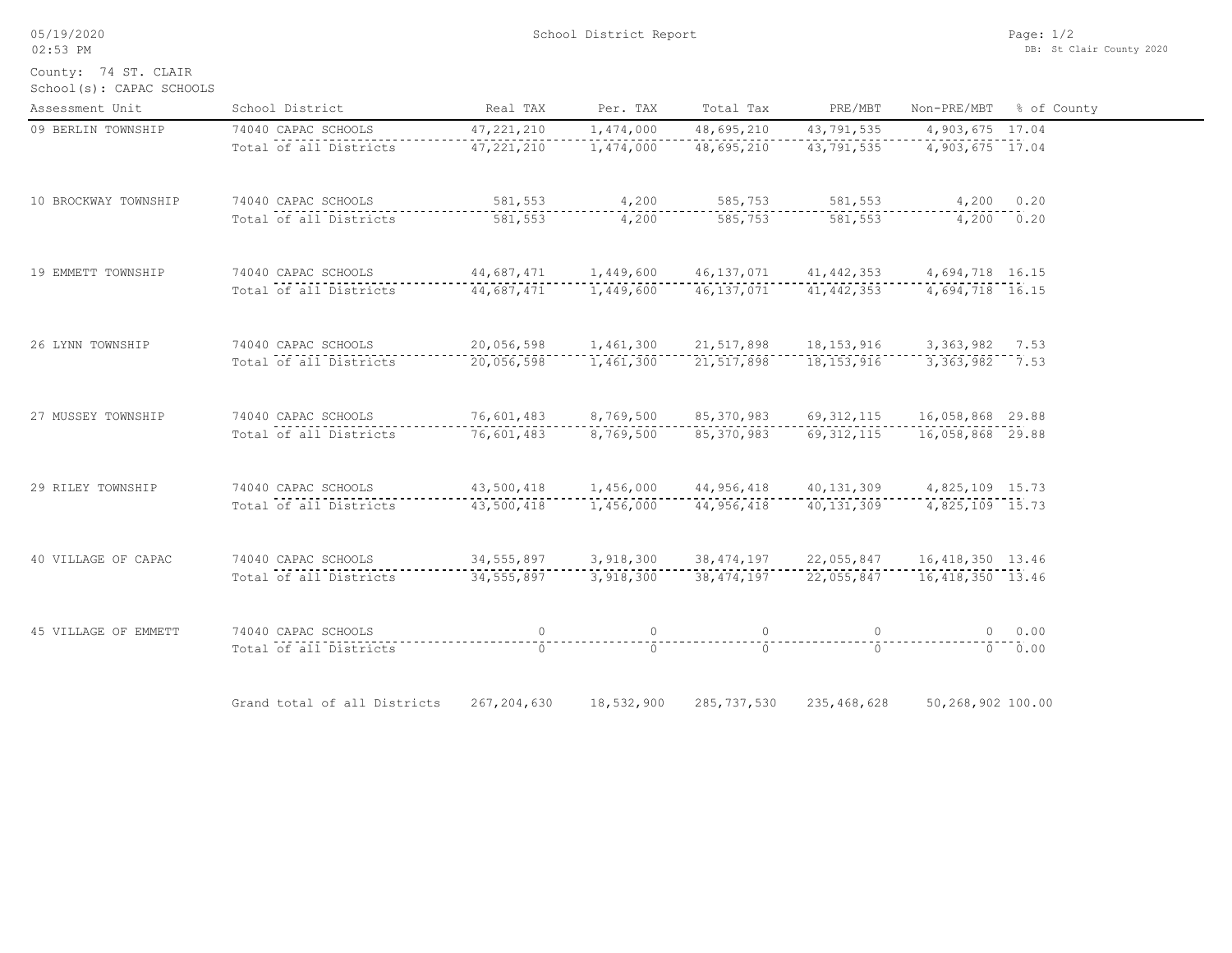05/19/2020
02:53 PM

School District Report

DB: St Clair County 2020

County: 74 ST. CLAIR
School(s): CAPAC SCHOOLS

| Assessment Unit | School District | Real TAX | Per. TAX | Total Tax | PRE/MBT | Non-PRE/MBT | % of County |
|---|---|---|---|---|---|---|---|
| 09 BERLIN TOWNSHIP | 74040 CAPAC SCHOOLS | 47,221,210 | 1,474,000 | 48,695,210 | 43,791,535 | 4,903,675 | 17.04 |
| | Total of all Districts | 47,221,210 | 1,474,000 | 48,695,210 | 43,791,535 | 4,903,675 | 17.04 |
| 10 BROCKWAY TOWNSHIP | 74040 CAPAC SCHOOLS | 581,553 | 4,200 | 585,753 | 581,553 | 4,200 | 0.20 |
| | Total of all Districts | 581,553 | 4,200 | 585,753 | 581,553 | 4,200 | 0.20 |
| 19 EMMETT TOWNSHIP | 74040 CAPAC SCHOOLS | 44,687,471 | 1,449,600 | 46,137,071 | 41,442,353 | 4,694,718 | 16.15 |
| | Total of all Districts | 44,687,471 | 1,449,600 | 46,137,071 | 41,442,353 | 4,694,718 | 16.15 |
| 26 LYNN TOWNSHIP | 74040 CAPAC SCHOOLS | 20,056,598 | 1,461,300 | 21,517,898 | 18,153,916 | 3,363,982 | 7.53 |
| | Total of all Districts | 20,056,598 | 1,461,300 | 21,517,898 | 18,153,916 | 3,363,982 | 7.53 |
| 27 MUSSEY TOWNSHIP | 74040 CAPAC SCHOOLS | 76,601,483 | 8,769,500 | 85,370,983 | 69,312,115 | 16,058,868 | 29.88 |
| | Total of all Districts | 76,601,483 | 8,769,500 | 85,370,983 | 69,312,115 | 16,058,868 | 29.88 |
| 29 RILEY TOWNSHIP | 74040 CAPAC SCHOOLS | 43,500,418 | 1,456,000 | 44,956,418 | 40,131,309 | 4,825,109 | 15.73 |
| | Total of all Districts | 43,500,418 | 1,456,000 | 44,956,418 | 40,131,309 | 4,825,109 | 15.73 |
| 40 VILLAGE OF CAPAC | 74040 CAPAC SCHOOLS | 34,555,897 | 3,918,300 | 38,474,197 | 22,055,847 | 16,418,350 | 13.46 |
| | Total of all Districts | 34,555,897 | 3,918,300 | 38,474,197 | 22,055,847 | 16,418,350 | 13.46 |
| 45 VILLAGE OF EMMETT | 74040 CAPAC SCHOOLS | 0 | 0 | 0 | 0 | 0 | 0.00 |
| | Total of all Districts | 0 | 0 | 0 | 0 | 0 | 0.00 |
| | Grand total of all Districts | 267,204,630 | 18,532,900 | 285,737,530 | 235,468,628 | 50,268,902 | 100.00 |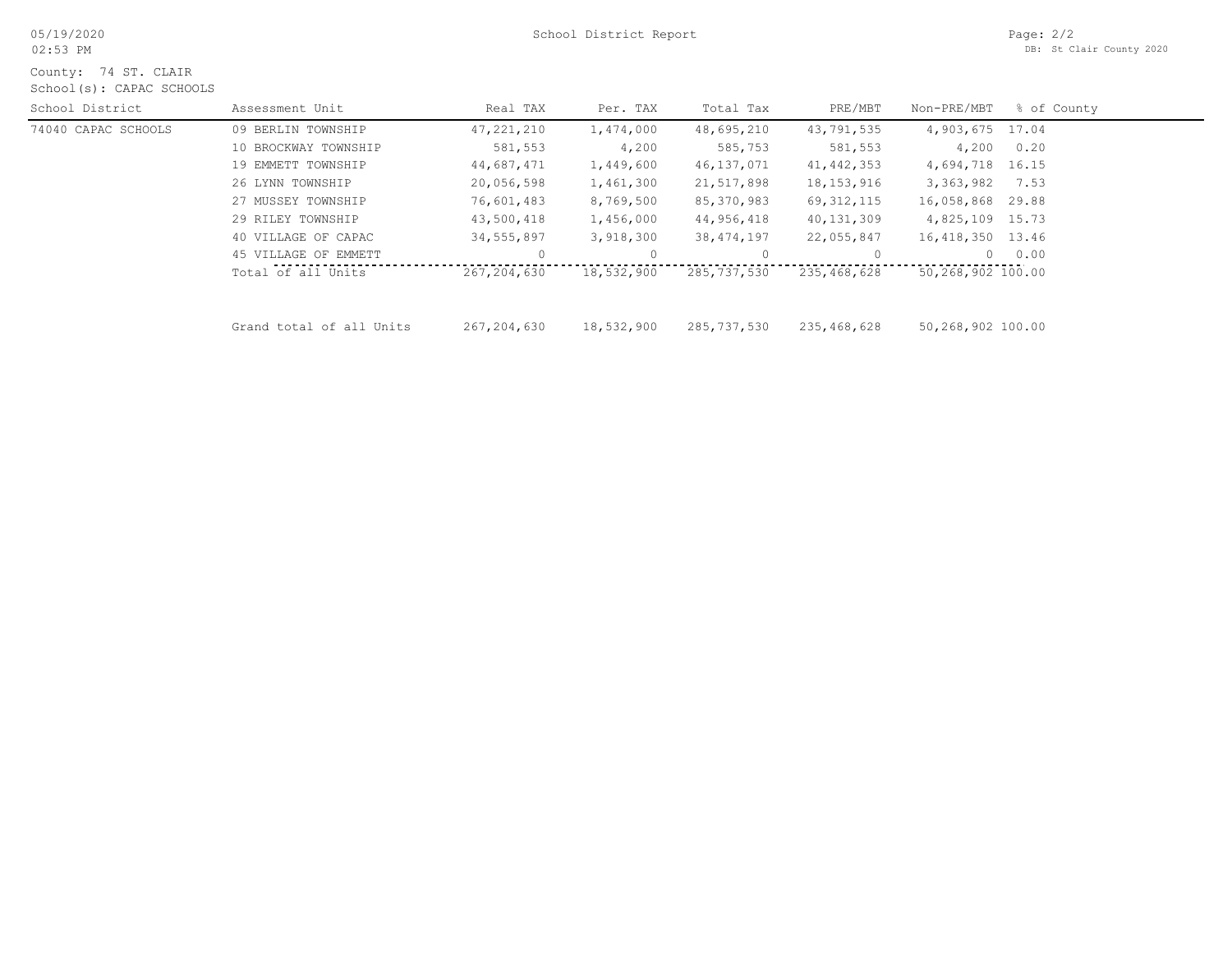05/19/2020
02:53 PM

School District Report

DB: St Clair County 2020

County: 74 ST. CLAIR
School(s): CAPAC SCHOOLS

| School District | Assessment Unit | Real TAX | Per. TAX | Total Tax | PRE/MBT | Non-PRE/MBT | % of County |
|---|---|---|---|---|---|---|---|
| 74040 CAPAC SCHOOLS | 09 BERLIN TOWNSHIP | 47,221,210 | 1,474,000 | 48,695,210 | 43,791,535 | 4,903,675 | 17.04 |
| | 10 BROCKWAY TOWNSHIP | 581,553 | 4,200 | 585,753 | 581,553 | 4,200 | 0.20 |
| | 19 EMMETT TOWNSHIP | 44,687,471 | 1,449,600 | 46,137,071 | 41,442,353 | 4,694,718 | 16.15 |
| | 26 LYNN TOWNSHIP | 20,056,598 | 1,461,300 | 21,517,898 | 18,153,916 | 3,363,982 | 7.53 |
| | 27 MUSSEY TOWNSHIP | 76,601,483 | 8,769,500 | 85,370,983 | 69,312,115 | 16,058,868 | 29.88 |
| | 29 RILEY TOWNSHIP | 43,500,418 | 1,456,000 | 44,956,418 | 40,131,309 | 4,825,109 | 15.73 |
| | 40 VILLAGE OF CAPAC | 34,555,897 | 3,918,300 | 38,474,197 | 22,055,847 | 16,418,350 | 13.46 |
| | 45 VILLAGE OF EMMETT | 0 | 0 | 0 | 0 | 0 | 0.00 |
| | Total of all Units | 267,204,630 | 18,532,900 | 285,737,530 | 235,468,628 | 50,268,902 | 100.00 |
| | Grand total of all Units | 267,204,630 | 18,532,900 | 285,737,530 | 235,468,628 | 50,268,902 | 100.00 |